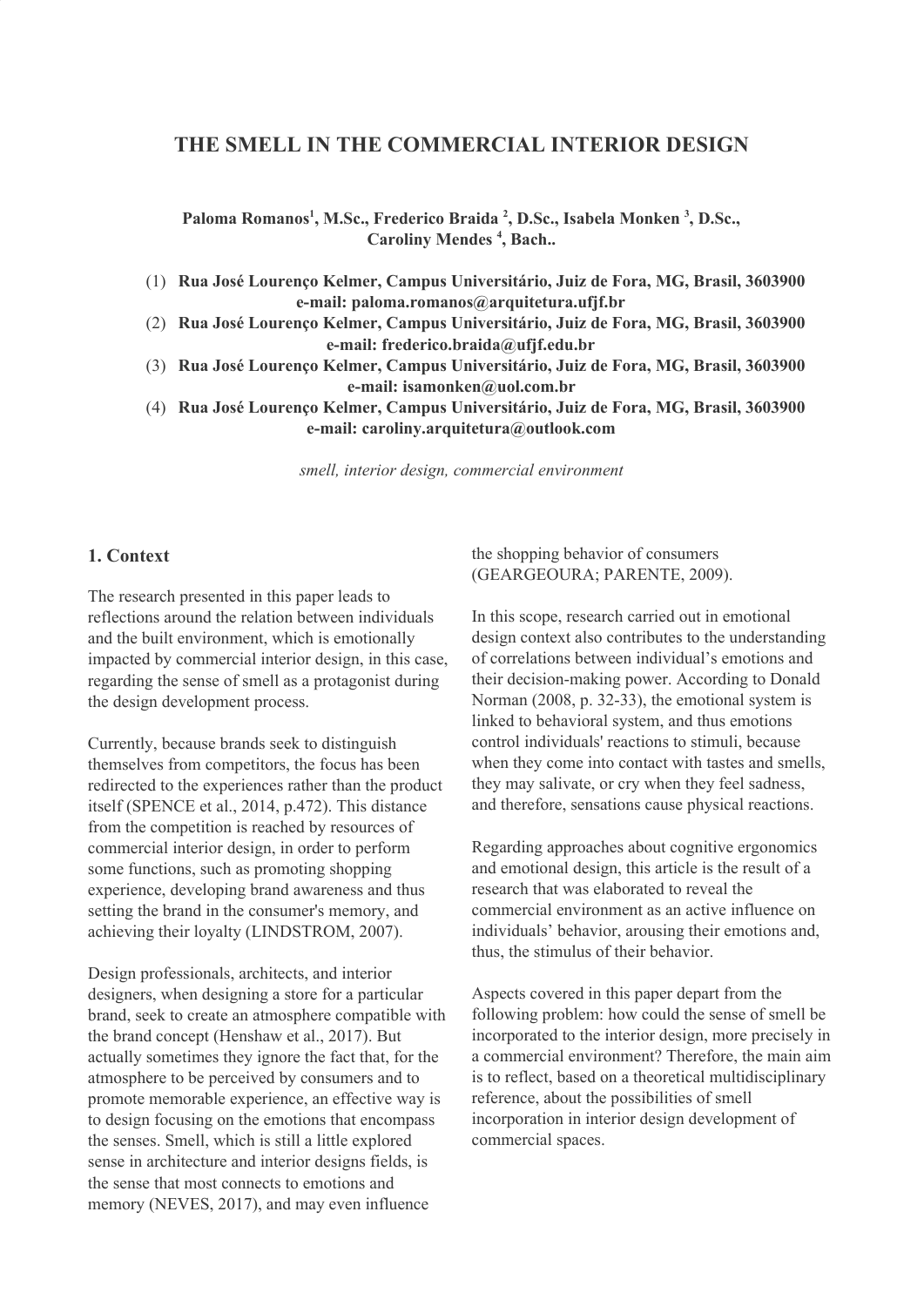# THE SMELL IN THE COMMERCIAL INTERIOR DESIGN

**Paloma Romanos[1], M.Sc., Frederico Braida [2], D.Sc., Isabela Monken [3], D.Sc., Caroliny Mendes [4], Bach..**

(1) **Rua José Lourenço Kelmer, Campus Universitário, Juiz de Fora, MG, Brasil, 3603900**
**e-mail: paloma.romanos@arquitetura.ufjf.br**
(2) **Rua José Lourenço Kelmer, Campus Universitário, Juiz de Fora, MG, Brasil, 3603900**
**e-mail: frederico.braida@ufjf.edu.br**
(3) **Rua José Lourenço Kelmer, Campus Universitário, Juiz de Fora, MG, Brasil, 3603900**
**e-mail: isamonken@uol.com.br**
(4) **Rua José Lourenço Kelmer, Campus Universitário, Juiz de Fora, MG, Brasil, 3603900**
**e-mail: caroliny.arquitetura@outlook.com**

*smell, interior design, commercial environment*

## 1. Context

The research presented in this paper leads to reflections around the relation between individuals and the built environment, which is emotionally impacted by commercial interior design, in this case, regarding the sense of smell as a protagonist during the design development process.

Currently, because brands seek to distinguish themselves from competitors, the focus has been redirected to the experiences rather than the product itself (SPENCE et al., 2014, p.472). This distance from the competition is reached by resources of commercial interior design, in order to perform some functions, such as promoting shopping experience, developing brand awareness and thus setting the brand in the consumer's memory, and achieving their loyalty (LINDSTROM, 2007).

Design professionals, architects, and interior designers, when designing a store for a particular brand, seek to create an atmosphere compatible with the brand concept (Henshaw et al., 2017). But actually sometimes they ignore the fact that, for the atmosphere to be perceived by consumers and to promote memorable experience, an effective way is to design focusing on the emotions that encompass the senses. Smell, which is still a little explored sense in architecture and interior designs fields, is the sense that most connects to emotions and memory (NEVES, 2017), and may even influence the shopping behavior of consumers (GEARGEOURA; PARENTE, 2009).

In this scope, research carried out in emotional design context also contributes to the understanding of correlations between individual's emotions and their decision-making power. According to Donald Norman (2008, p. 32-33), the emotional system is linked to behavioral system, and thus emotions control individuals' reactions to stimuli, because when they come into contact with tastes and smells, they may salivate, or cry when they feel sadness, and therefore, sensations cause physical reactions.

Regarding approaches about cognitive ergonomics and emotional design, this article is the result of a research that was elaborated to reveal the commercial environment as an active influence on individuals' behavior, arousing their emotions and, thus, the stimulus of their behavior.

Aspects covered in this paper depart from the following problem: how could the sense of smell be incorporated to the interior design, more precisely in a commercial environment? Therefore, the main aim is to reflect, based on a theoretical multidisciplinary reference, about the possibilities of smell incorporation in interior design development of commercial spaces.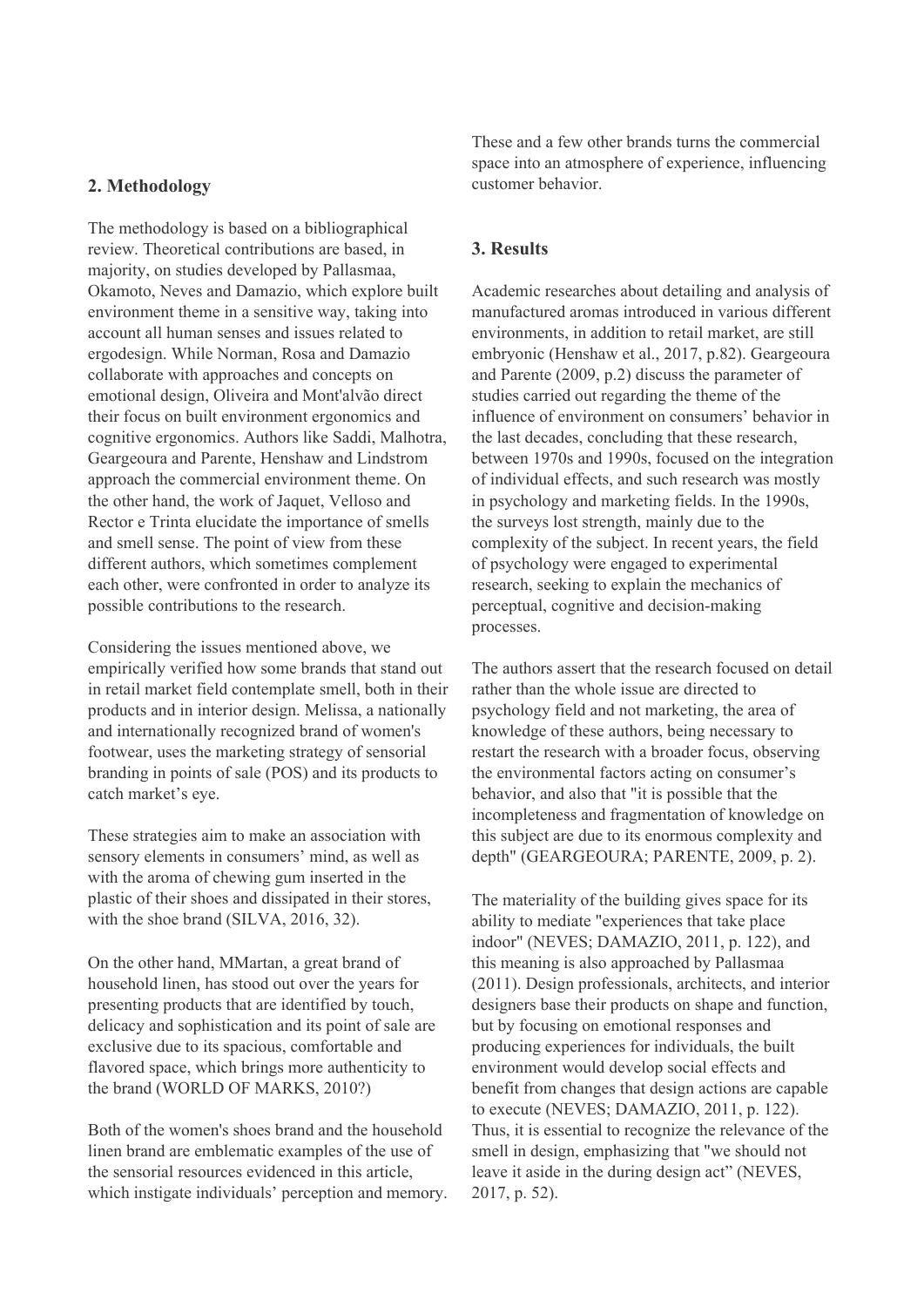## 2. Methodology

The methodology is based on a bibliographical review. Theoretical contributions are based, in majority, on studies developed by Pallasmaa, Okamoto, Neves and Damazio, which explore built environment theme in a sensitive way, taking into account all human senses and issues related to ergodesign. While Norman, Rosa and Damazio collaborate with approaches and concepts on emotional design, Oliveira and Mont'alvão direct their focus on built environment ergonomics and cognitive ergonomics. Authors like Saddi, Malhotra, Geargeoura and Parente, Henshaw and Lindstrom approach the commercial environment theme. On the other hand, the work of Jaquet, Velloso and Rector e Trinta elucidate the importance of smells and smell sense. The point of view from these different authors, which sometimes complement each other, were confronted in order to analyze its possible contributions to the research.

Considering the issues mentioned above, we empirically verified how some brands that stand out in retail market field contemplate smell, both in their products and in interior design. Melissa, a nationally and internationally recognized brand of women's footwear, uses the marketing strategy of sensorial branding in points of sale (POS) and its products to catch market's eye.

These strategies aim to make an association with sensory elements in consumers' mind, as well as with the aroma of chewing gum inserted in the plastic of their shoes and dissipated in their stores, with the shoe brand (SILVA, 2016, 32).

On the other hand, MMartan, a great brand of household linen, has stood out over the years for presenting products that are identified by touch, delicacy and sophistication and its point of sale are exclusive due to its spacious, comfortable and flavored space, which brings more authenticity to the brand (WORLD OF MARKS, 2010?)

Both of the women's shoes brand and the household linen brand are emblematic examples of the use of the sensorial resources evidenced in this article, which instigate individuals' perception and memory. These and a few other brands turns the commercial space into an atmosphere of experience, influencing customer behavior.

## 3. Results

Academic researches about detailing and analysis of manufactured aromas introduced in various different environments, in addition to retail market, are still embryonic (Henshaw et al., 2017, p.82). Geargeoura and Parente (2009, p.2) discuss the parameter of studies carried out regarding the theme of the influence of environment on consumers' behavior in the last decades, concluding that these research, between 1970s and 1990s, focused on the integration of individual effects, and such research was mostly in psychology and marketing fields. In the 1990s, the surveys lost strength, mainly due to the complexity of the subject. In recent years, the field of psychology were engaged to experimental research, seeking to explain the mechanics of perceptual, cognitive and decision-making processes.

The authors assert that the research focused on detail rather than the whole issue are directed to psychology field and not marketing, the area of knowledge of these authors, being necessary to restart the research with a broader focus, observing the environmental factors acting on consumer's behavior, and also that "it is possible that the incompleteness and fragmentation of knowledge on this subject are due to its enormous complexity and depth" (GEARGEOURA; PARENTE, 2009, p. 2).

The materiality of the building gives space for its ability to mediate "experiences that take place indoor" (NEVES; DAMAZIO, 2011, p. 122), and this meaning is also approached by Pallasmaa (2011). Design professionals, architects, and interior designers base their products on shape and function, but by focusing on emotional responses and producing experiences for individuals, the built environment would develop social effects and benefit from changes that design actions are capable to execute (NEVES; DAMAZIO, 2011, p. 122). Thus, it is essential to recognize the relevance of the smell in design, emphasizing that "we should not leave it aside in the during design act" (NEVES, 2017, p. 52).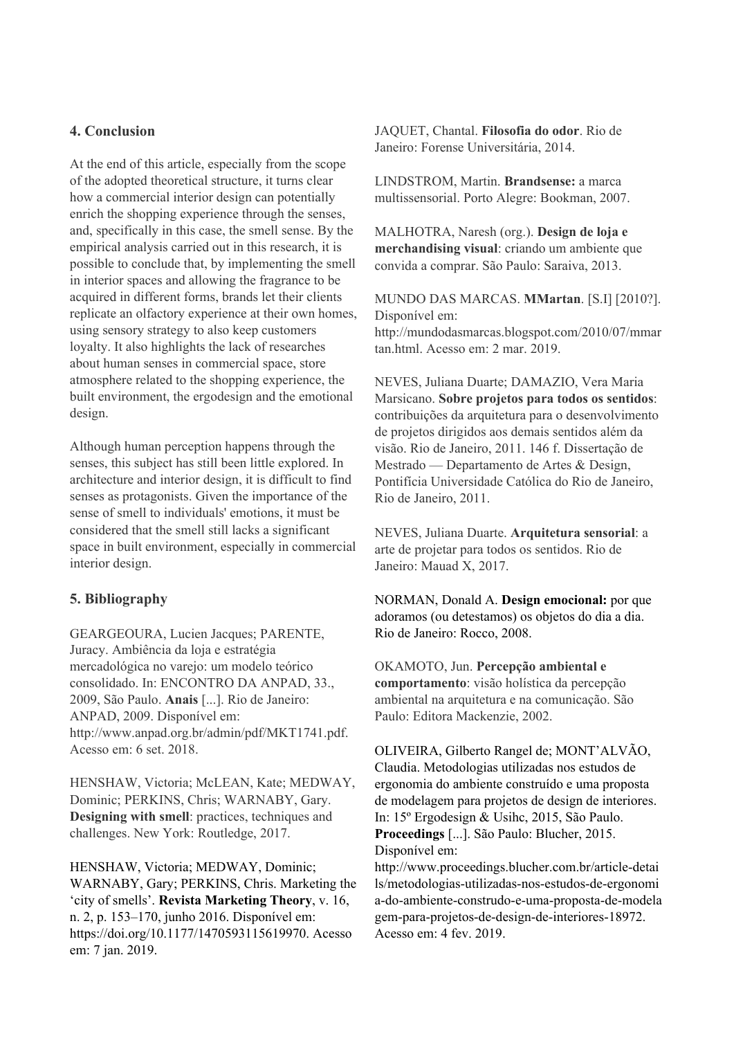## 4. Conclusion

At the end of this article, especially from the scope of the adopted theoretical structure, it turns clear how a commercial interior design can potentially enrich the shopping experience through the senses, and, specifically in this case, the smell sense. By the empirical analysis carried out in this research, it is possible to conclude that, by implementing the smell in interior spaces and allowing the fragrance to be acquired in different forms, brands let their clients replicate an olfactory experience at their own homes, using sensory strategy to also keep customers loyalty. It also highlights the lack of researches about human senses in commercial space, store atmosphere related to the shopping experience, the built environment, the ergodesign and the emotional design.

Although human perception happens through the senses, this subject has still been little explored. In architecture and interior design, it is difficult to find senses as protagonists. Given the importance of the sense of smell to individuals' emotions, it must be considered that the smell still lacks a significant space in built environment, especially in commercial interior design.

## 5. Bibliography

GEARGEOURA, Lucien Jacques; PARENTE, Juracy. Ambiência da loja e estratégia mercadológica no varejo: um modelo teórico consolidado. In: ENCONTRO DA ANPAD, 33., 2009, São Paulo. **Anais** [...]. Rio de Janeiro: ANPAD, 2009. Disponível em: http://www.anpad.org.br/admin/pdf/MKT1741.pdf. Acesso em: 6 set. 2018.

HENSHAW, Victoria; McLEAN, Kate; MEDWAY, Dominic; PERKINS, Chris; WARNABY, Gary. **Designing with smell**: practices, techniques and challenges. New York: Routledge, 2017.

HENSHAW, Victoria; MEDWAY, Dominic; WARNABY, Gary; PERKINS, Chris. Marketing the 'city of smells'. **Revista Marketing Theory**, v. 16, n. 2, p. 153–170, junho 2016. Disponível em: https://doi.org/10.1177/1470593115619970. Acesso em: 7 jan. 2019.

JAQUET, Chantal. **Filosofia do odor**. Rio de Janeiro: Forense Universitária, 2014.

LINDSTROM, Martin. **Brandsense:** a marca multissensorial. Porto Alegre: Bookman, 2007.

MALHOTRA, Naresh (org.). **Design de loja e merchandising visual**: criando um ambiente que convida a comprar. São Paulo: Saraiva, 2013.

MUNDO DAS MARCAS. **MMartan**. [S.I] [2010?]. Disponível em: http://mundodasmarcas.blogspot.com/2010/07/mmartan.html. Acesso em: 2 mar. 2019.

NEVES, Juliana Duarte; DAMAZIO, Vera Maria Marsicano. **Sobre projetos para todos os sentidos**: contribuições da arquitetura para o desenvolvimento de projetos dirigidos aos demais sentidos além da visão. Rio de Janeiro, 2011. 146 f. Dissertação de Mestrado — Departamento de Artes & Design, Pontifícia Universidade Católica do Rio de Janeiro, Rio de Janeiro, 2011.

NEVES, Juliana Duarte. **Arquitetura sensorial**: a arte de projetar para todos os sentidos. Rio de Janeiro: Mauad X, 2017.

NORMAN, Donald A. **Design emocional:** por que adoramos (ou detestamos) os objetos do dia a dia. Rio de Janeiro: Rocco, 2008.

OKAMOTO, Jun. **Percepção ambiental e comportamento**: visão holística da percepção ambiental na arquitetura e na comunicação. São Paulo: Editora Mackenzie, 2002.

OLIVEIRA, Gilberto Rangel de; MONT'ALVÃO, Claudia. Metodologias utilizadas nos estudos de ergonomia do ambiente construído e uma proposta de modelagem para projetos de design de interiores. In: 15º Ergodesign & Usihc, 2015, São Paulo. **Proceedings** [...]. São Paulo: Blucher, 2015. Disponível em: http://www.proceedings.blucher.com.br/article-details/metodologias-utilizadas-nos-estudos-de-ergonomia-do-ambiente-construdo-e-uma-proposta-de-modelagem-para-projetos-de-design-de-interiores-18972. Acesso em: 4 fev. 2019.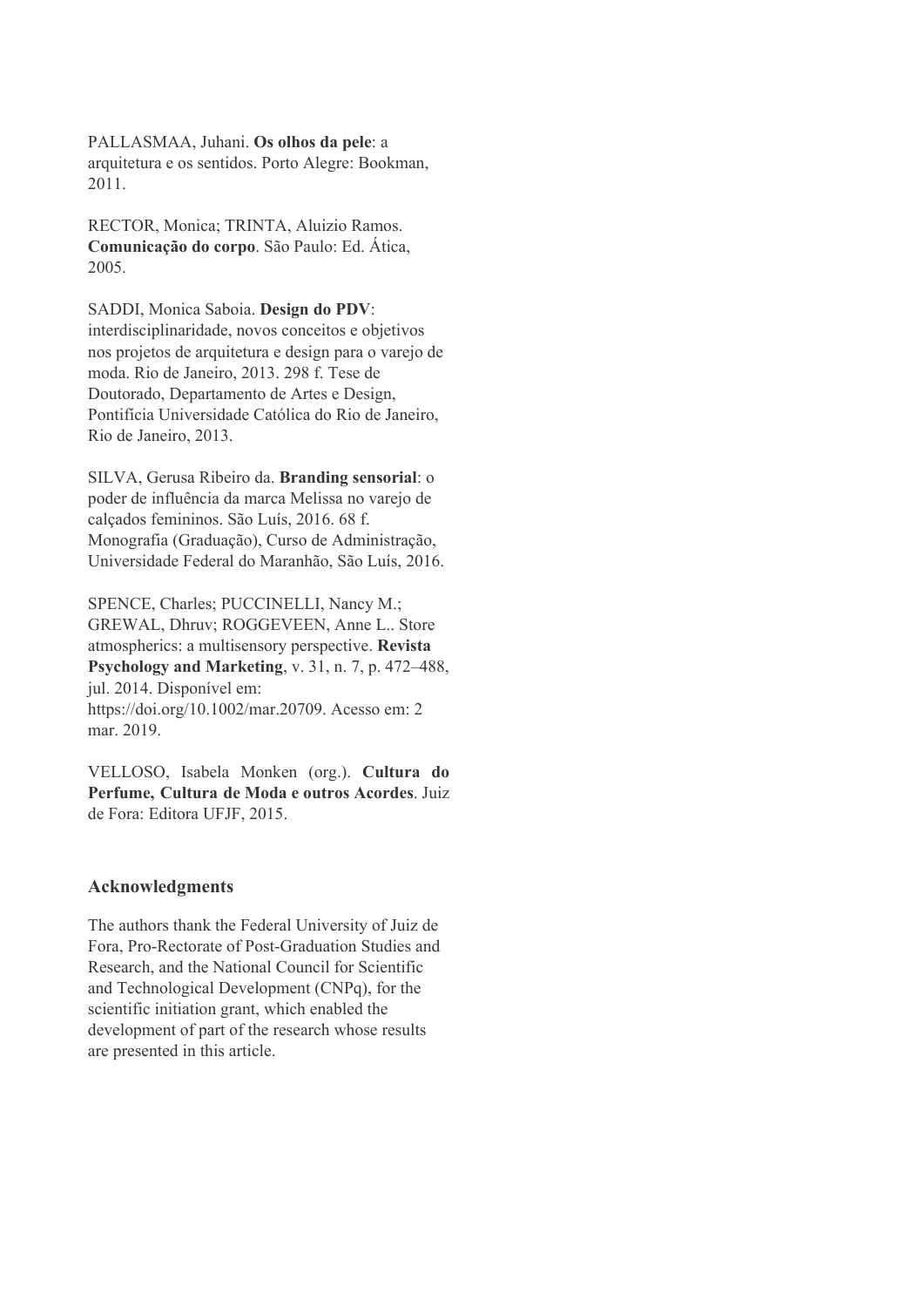PALLASMAA, Juhani. **Os olhos da pele**: a arquitetura e os sentidos. Porto Alegre: Bookman, 2011.

RECTOR, Monica; TRINTA, Aluizio Ramos. **Comunicação do corpo**. São Paulo: Ed. Ática, 2005.

SADDI, Monica Saboia. **Design do PDV**: interdisciplinaridade, novos conceitos e objetivos nos projetos de arquitetura e design para o varejo de moda. Rio de Janeiro, 2013. 298 f. Tese de Doutorado, Departamento de Artes e Design, Pontifícia Universidade Católica do Rio de Janeiro, Rio de Janeiro, 2013.

SILVA, Gerusa Ribeiro da. **Branding sensorial**: o poder de influência da marca Melissa no varejo de calçados femininos. São Luís, 2016. 68 f. Monografia (Graduação), Curso de Administração, Universidade Federal do Maranhão, São Luís, 2016.

SPENCE, Charles; PUCCINELLI, Nancy M.; GREWAL, Dhruv; ROGGEVEEN, Anne L.. Store atmospherics: a multisensory perspective. **Revista Psychology and Marketing**, v. 31, n. 7, p. 472–488, jul. 2014. Disponível em: https://doi.org/10.1002/mar.20709. Acesso em: 2 mar. 2019.

VELLOSO, Isabela Monken (org.). **Cultura do Perfume, Cultura de Moda e outros Acordes**. Juiz de Fora: Editora UFJF, 2015.

## Acknowledgments

The authors thank the Federal University of Juiz de Fora, Pro-Rectorate of Post-Graduation Studies and Research, and the National Council for Scientific and Technological Development (CNPq), for the scientific initiation grant, which enabled the development of part of the research whose results are presented in this article.